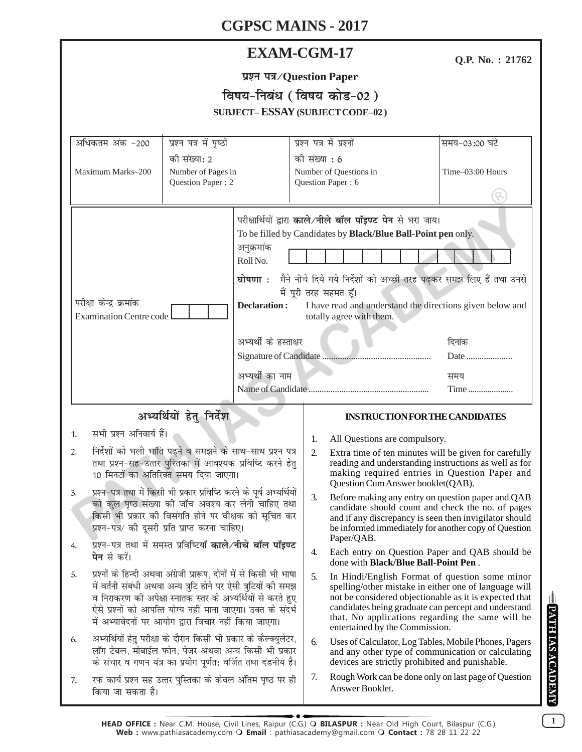# CGPSC MAINS - 2017

## EXAM-CGM-17

**Q.P. No. : 21762**

**प्रश्न पत्र/Question Paper**

**विषय-निबंध ( विषय कोड-02 )**

**SUBJECT– ESSAY (SUBJECT CODE–02 )**

| अधिकतम अंक -200 | प्रश्न पत्र में पृष्ठों की संख्या: 2 | प्रश्न पत्र में प्रश्नों की संख्या : 6 | समय-03:00 घंटे |
|---|---|---|---|
| Maximum Marks–200 | Number of Pages in Question Paper : 2 | Number of Questions in Question Paper : 6 | Time–03:00 Hours |

परीक्षार्थियों द्वारा **काले/नीले बॉल पॉइण्ट पेन** से भरा जाय।
To be filled by Candidates by **Black/Blue Ball-Point pen** only.

अनुक्रमांक
Roll No.

परीक्षा केन्द्र क्रमांक
Examination Centre code

**घोषणा :** मैने नीचे दिये गये निर्देशों को अच्छी तरह पढ़कर समझ लिए हैं तथा उनसे मैं पूरी तरह सहमत हूँ।

**Declaration :** I have read and understand the directions given below and totally agree with them.

अभ्यर्थी के हस्ताक्षर
Signature of Candidate .................................................

दिनांक
Date .....................

अभ्यर्थी का नाम
Name of Candidate ......................................................

समय
Time .....................

### अभ्यर्थियों हेतु निर्देश

1. सभी प्रश्न अनिवार्य हैं।
2. निर्देशों को भली भांति पढ़ने व समझने के साथ-साथ प्रश्न पत्र तथा प्रश्न-सह-उत्तर पुस्तिका में आवश्यक प्रविष्टि करने हेतु 10 मिनटों का अतिरिक्त समय दिया जाएगा।
3. प्रश्न-पत्र तथा में किसी भी प्रकार प्रविष्टि करने के पूर्व अभ्यर्थियों को कुल पृष्ठ संख्या की जाँच अवश्य कर लेनी चाहिए तथा किसी भी प्रकार की विसंगति होने पर वीक्षक को सूचित कर प्रश्न-पत्र/ की दूसरी प्रति प्राप्त करना चाहिए।
4. प्रश्न-पत्र तथा में समस्त प्रविष्टियाँ **काले/नीचे बॉल पॉइण्ट पेन** से करें।
5. प्रश्नों के हिन्दी अथवा अंग्रेजी प्रारूप, दोनों में से किसी भी भाषा में वर्तनी संबंधी अथवा अन्य त्रुटि होने पर ऐसी त्रुटियों की समझ व निराकरण की अपेक्षा स्नातक स्तर के अभ्यर्थियों से करते हुए ऐसे प्रश्नों को आपत्ति योग्य नहीं माना जाएगा। उक्त के संदर्भ में अभ्यावेदनों पर आयोग द्वारा विचार नहीं किया जाएगा।
6. अभ्यर्थियों हेतु परीक्षा के दौरान किसी भी प्रकार के कैल्क्युलेटर, लॉग टेबल, मोबाईल फोन, पेजर अथवा अन्य किसी भी प्रकार के संचार व गणन यंत्र का प्रयोग पूर्णतः वर्जित तथा दंडनीय है।
7. रफ कार्य प्रश्न सह उत्तर पुस्तिका के केवल अंतिम पृष्ठ पर ही किया जा सकता है।

### INSTRUCTION FOR THE CANDIDATES

1. All Questions are compulsory.
2. Extra time of ten minutes will be given for carefully reading and understanding instructions as well as for making required entries in Question Paper and Question Cum Answer booklet(QAB).
3. Before making any entry on question paper and QAB candidate should count and check the no. of pages and if any discrepancy is seen then invigilator should be informed immediately for another copy of Question Paper/QAB.
4. Each entry on Question Paper and QAB should be done with **Black/Blue Ball-Point Pen** .
5. In Hindi/English Format of question some minor spelling/other mistake in either one of language will not be considered objectionable as it is expected that candidates being graduate can percept and understand that. No applications regarding the same will be entertained by the Commission.
6. Uses of Calculator, Log Tables, Mobile Phones, Pagers and any other type of communication or calculating devices are strictly prohibited and punishable.
7. Rough Work can be done only on last page of Question Answer Booklet.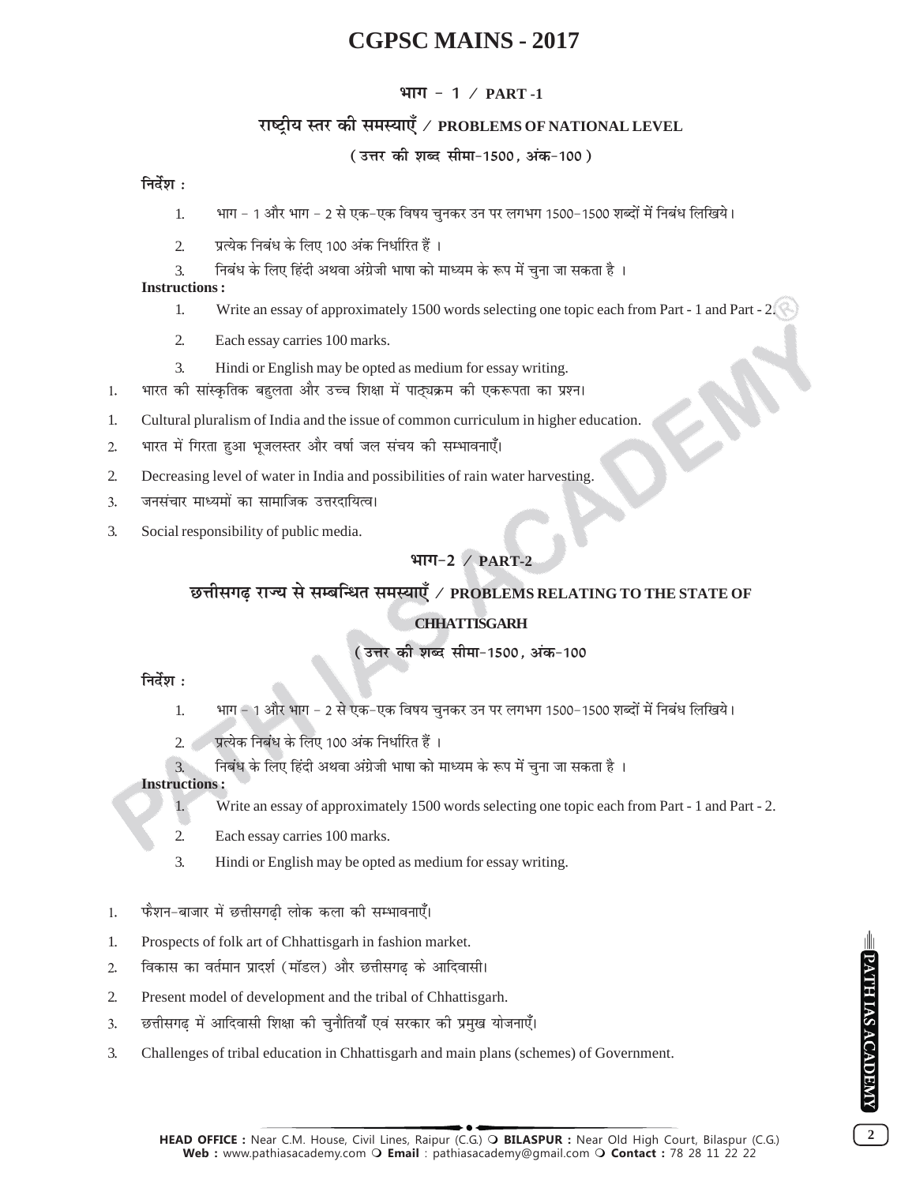# CGPSC MAINS - 2017

## भाग - 1 / PART -1

### राष्ट्रीय स्तर की समस्याएँ / PROBLEMS OF NATIONAL LEVEL

**( उत्तर की शब्द सीमा-1500, अंक-100 )**

**निर्देश :**

1. भाग - 1 और भाग - 2 से एक-एक विषय चुनकर उन पर लगभग 1500-1500 शब्दों में निबंध लिखिये।
2. प्रत्येक निबंध के लिए 100 अंक निर्धारित हैं ।
3. निबंध के लिए हिंदी अथवा अंग्रेजी भाषा को माध्यम के रूप में चुना जा सकता है ।

**Instructions :**

1. Write an essay of approximately 1500 words selecting one topic each from Part - 1 and Part - 2.
2. Each essay carries 100 marks.
3. Hindi or English may be opted as medium for essay writing.

1. भारत की सांस्कृतिक बहुलता और उच्च शिक्षा में पाठ्यक्रम की एकरूपता का प्रश्न।
1. Cultural pluralism of India and the issue of common curriculum in higher education.
2. भारत में गिरता हुआ भूजलस्तर और वर्षा जल संचय की सम्भावनाएँ।
2. Decreasing level of water in India and possibilities of rain water harvesting.
3. जनसंचार माध्यमों का सामाजिक उत्तरदायित्व।
3. Social responsibility of public media.

## भाग-2 / PART-2

### छत्तीसगढ़ राज्य से सम्बन्धित समस्याएँ / PROBLEMS RELATING TO THE STATE OF CHHATTISGARH

**( उत्तर की शब्द सीमा-1500, अंक-100**

**निर्देश :**

1. भाग - 1 और भाग - 2 से एक-एक विषय चुनकर उन पर लगभग 1500-1500 शब्दों में निबंध लिखिये।
2. प्रत्येक निबंध के लिए 100 अंक निर्धारित हैं ।
3. निबंध के लिए हिंदी अथवा अंग्रेजी भाषा को माध्यम के रूप में चुना जा सकता है ।

**Instructions :**

1. Write an essay of approximately 1500 words selecting one topic each from Part - 1 and Part - 2.
2. Each essay carries 100 marks.
3. Hindi or English may be opted as medium for essay writing.

1. फैशन-बाजार में छत्तीसगढ़ी लोक कला की सम्भावनाएँ।
1. Prospects of folk art of Chhattisgarh in fashion market.
2. विकास का वर्तमान प्रादर्श (मॉडल) और छत्तीसगढ़ के आदिवासी।
2. Present model of development and the tribal of Chhattisgarh.
3. छत्तीसगढ़ में आदिवासी शिक्षा की चुनौतियाँ एवं सरकार की प्रमुख योजनाएँ।
3. Challenges of tribal education in Chhattisgarh and main plans (schemes) of Government.